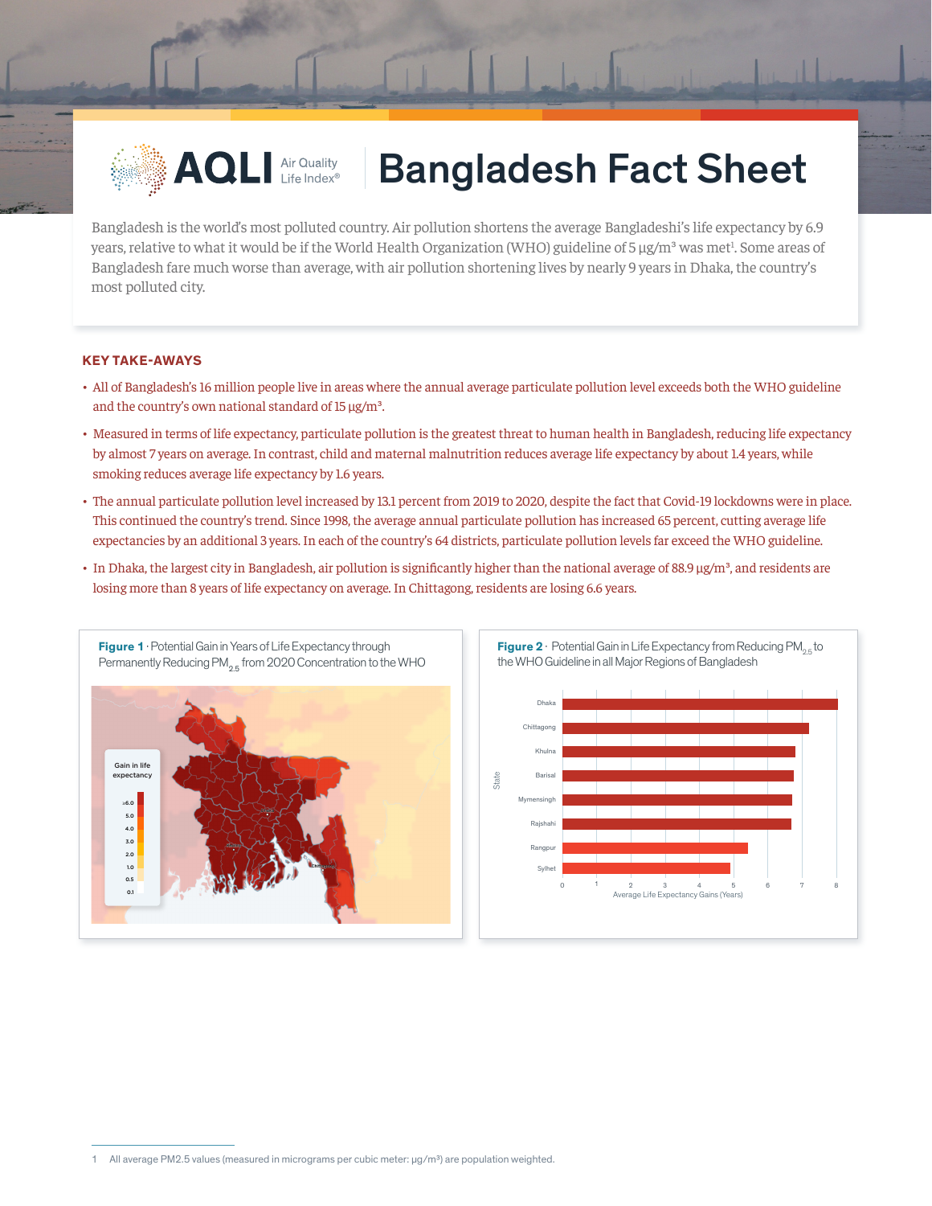# AQLI Air Quality Life Index® | Bangladesh Fact Sheet

Bangladesh is the world's most polluted country. Air pollution shortens the average Bangladeshi's life expectancy by 6.9 years, relative to what it would be if the World Health Organization (WHO) guideline of 5 µg/m³ was met[1]. Some areas of Bangladesh fare much worse than average, with air pollution shortening lives by nearly 9 years in Dhaka, the country's most polluted city.

## KEY TAKE-AWAYS

- All of Bangladesh's 16 million people live in areas where the annual average particulate pollution level exceeds both the WHO guideline and the country's own national standard of 15 µg/m³.
- Measured in terms of life expectancy, particulate pollution is the greatest threat to human health in Bangladesh, reducing life expectancy by almost 7 years on average. In contrast, child and maternal malnutrition reduces average life expectancy by about 1.4 years, while smoking reduces average life expectancy by 1.6 years.
- The annual particulate pollution level increased by 13.1 percent from 2019 to 2020, despite the fact that Covid-19 lockdowns were in place. This continued the country's trend. Since 1998, the average annual particulate pollution has increased 65 percent, cutting average life expectancies by an additional 3 years. In each of the country's 64 districts, particulate pollution levels far exceed the WHO guideline.
- In Dhaka, the largest city in Bangladesh, air pollution is significantly higher than the national average of 88.9 µg/m³, and residents are losing more than 8 years of life expectancy on average. In Chittagong, residents are losing 6.6 years.

**Figure 1** · Potential Gain in Years of Life Expectancy through Permanently Reducing $PM_{2.5}$ from 2020 Concentration to the WHO

**Figure 2** · Potential Gain in Life Expectancy from Reducing $PM_{2.5}$ to the WHO Guideline in all Major Regions of Bangladesh

1 All average PM2.5 values (measured in micrograms per cubic meter: µg/m³) are population weighted.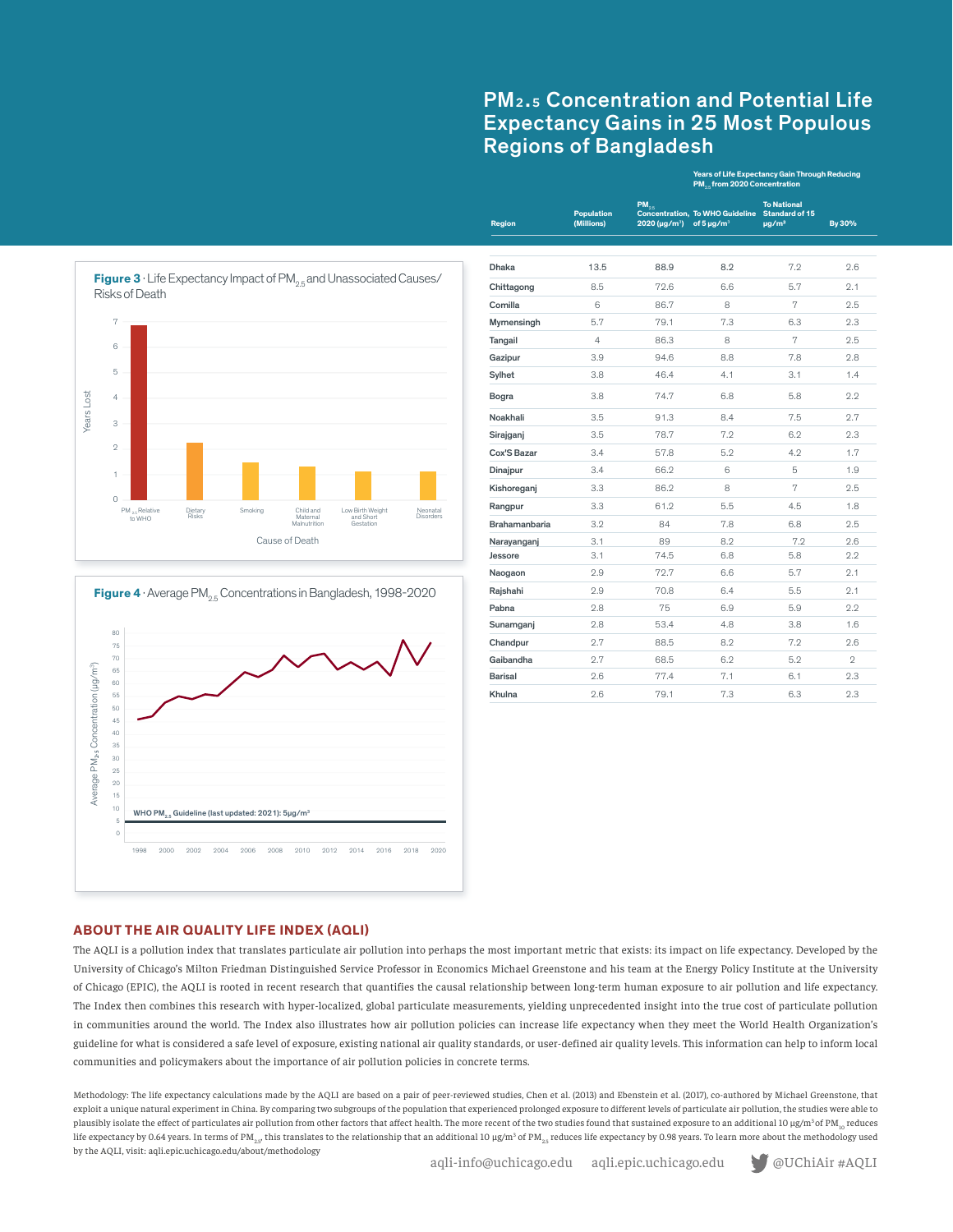# PM2.5 Concentration and Potential Life Expectancy Gains in 25 Most Populous Regions of Bangladesh

| Region | Population (Millions) | $PM_{2.5}$ Concentration, 2020 (μg/m³) | Years of Life Expectancy Gain Through Reducing $PM_{2.5}$ from 2020 Concentration: To WHO Guideline of 5 μg/m³ | To National Standard of 15 μg/m³ | By 30% |
|---|---|---|---|---|---|
| Dhaka | 13.5 | 88.9 | 8.2 | 7.2 | 2.6 |
| Chittagong | 8.5 | 72.6 | 6.6 | 5.7 | 2.1 |
| Comilla | 6 | 86.7 | 8 | 7 | 2.5 |
| Mymensingh | 5.7 | 79.1 | 7.3 | 6.3 | 2.3 |
| Tangail | 4 | 86.3 | 8 | 7 | 2.5 |
| Gazipur | 3.9 | 94.6 | 8.8 | 7.8 | 2.8 |
| Sylhet | 3.8 | 46.4 | 4.1 | 3.1 | 1.4 |
| Bogra | 3.8 | 74.7 | 6.8 | 5.8 | 2.2 |
| Noakhali | 3.5 | 91.3 | 8.4 | 7.5 | 2.7 |
| Sirajganj | 3.5 | 78.7 | 7.2 | 6.2 | 2.3 |
| Cox'S Bazar | 3.4 | 57.8 | 5.2 | 4.2 | 1.7 |
| Dinajpur | 3.4 | 66.2 | 6 | 5 | 1.9 |
| Kishoreganj | 3.3 | 86.2 | 8 | 7 | 2.5 |
| Rangpur | 3.3 | 61.2 | 5.5 | 4.5 | 1.8 |
| Brahamanbaria | 3.2 | 84 | 7.8 | 6.8 | 2.5 |
| Narayanganj | 3.1 | 89 | 8.2 | 7.2 | 2.6 |
| Jessore | 3.1 | 74.5 | 6.8 | 5.8 | 2.2 |
| Naogaon | 2.9 | 72.7 | 6.6 | 5.7 | 2.1 |
| Rajshahi | 2.9 | 70.8 | 6.4 | 5.5 | 2.1 |
| Pabna | 2.8 | 75 | 6.9 | 5.9 | 2.2 |
| Sunamganj | 2.8 | 53.4 | 4.8 | 3.8 | 1.6 |
| Chandpur | 2.7 | 88.5 | 8.2 | 7.2 | 2.6 |
| Gaibandha | 2.7 | 68.5 | 6.2 | 5.2 | 2 |
| Barisal | 2.6 | 77.4 | 7.1 | 6.1 | 2.3 |
| Khulna | 2.6 | 79.1 | 7.3 | 6.3 | 2.3 |

**Figure 3** · Life Expectancy Impact of $PM_{2.5}$ and Unassociated Causes/ Risks of Death

Years Lost

0
1
2
3
4
5
6
7

$PM_{2.5}$ Relative to WHO
Dietary Risks
Smoking
Child and Maternal Malnutrition
Low Birth Weight and Short Gestation
Neonatal Disorders

Cause of Death

**Figure 4** · Average $PM_{2.5}$ Concentrations in Bangladesh, 1998-2020

Average $PM_{2.5}$ Concentration (μg/m³)

0
5
10
15
20
25
30
35
40
45
50
55
60
65
70
75
80

WHO $PM_{2.5}$ Guideline (last updated: 2021): 5μg/m³

1998
2000
2002
2004
2006
2008
2010
2012
2014
2016
2018
2020

## ABOUT THE AIR QUALITY LIFE INDEX (AQLI)

The AQLI is a pollution index that translates particulate air pollution into perhaps the most important metric that exists: its impact on life expectancy. Developed by the University of Chicago's Milton Friedman Distinguished Service Professor in Economics Michael Greenstone and his team at the Energy Policy Institute at the University of Chicago (EPIC), the AQLI is rooted in recent research that quantifies the causal relationship between long-term human exposure to air pollution and life expectancy. The Index then combines this research with hyper-localized, global particulate measurements, yielding unprecedented insight into the true cost of particulate pollution in communities around the world. The Index also illustrates how air pollution policies can increase life expectancy when they meet the World Health Organization's guideline for what is considered a safe level of exposure, existing national air quality standards, or user-defined air quality levels. This information can help to inform local communities and policymakers about the importance of air pollution policies in concrete terms.

Methodology: The life expectancy calculations made by the AQLI are based on a pair of peer-reviewed studies, Chen et al. (2013) and Ebenstein et al. (2017), co-authored by Michael Greenstone, that exploit a unique natural experiment in China. By comparing two subgroups of the population that experienced prolonged exposure to different levels of particulate air pollution, the studies were able to plausibly isolate the effect of particulates air pollution from other factors that affect health. The more recent of the two studies found that sustained exposure to an additional 10 μg/m³ of $PM_{10}$ reduces life expectancy by 0.64 years. In terms of $PM_{2.5}$, this translates to the relationship that an additional 10 μg/m³ of $PM_{2.5}$ reduces life expectancy by 0.98 years. To learn more about the methodology used by the AQLI, visit: aqli.epic.uchicago.edu/about/methodology

aqli-info@uchicago.edu aqli.epic.uchicago.edu @UChiAir #AQLI